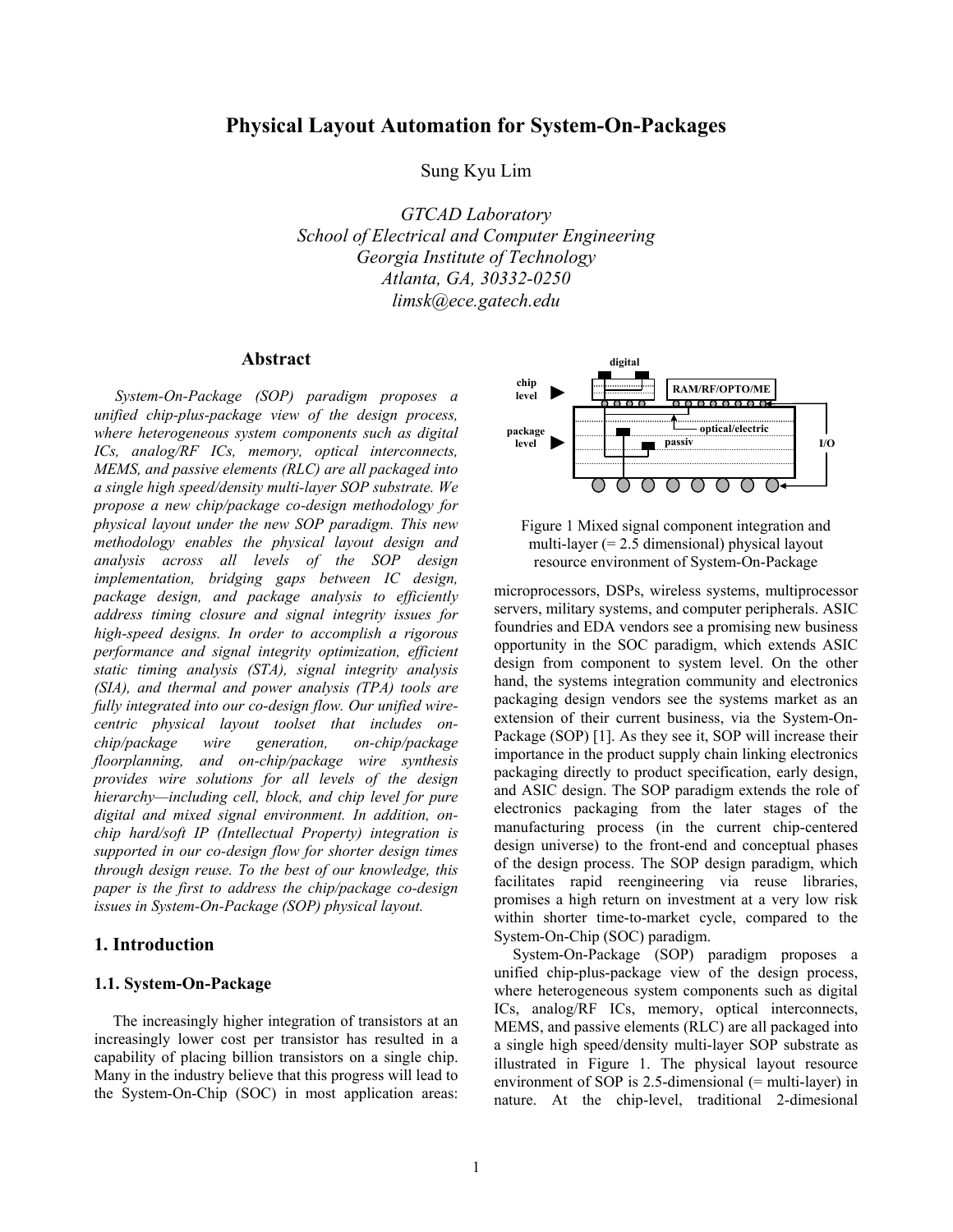# Physical Layout Automation for System-On-Packages

Sung Kyu Lim

*GTCAD Laboratory*
*School of Electrical and Computer Engineering*
*Georgia Institute of Technology*
*Atlanta, GA, 30332-0250*
*limsk@ece.gatech.edu*

## Abstract

*System-On-Package (SOP) paradigm proposes a unified chip-plus-package view of the design process, where heterogeneous system components such as digital ICs, analog/RF ICs, memory, optical interconnects, MEMS, and passive elements (RLC) are all packaged into a single high speed/density multi-layer SOP substrate. We propose a new chip/package co-design methodology for physical layout under the new SOP paradigm. This new methodology enables the physical layout design and analysis across all levels of the SOP design implementation, bridging gaps between IC design, package design, and package analysis to efficiently address timing closure and signal integrity issues for high-speed designs. In order to accomplish a rigorous performance and signal integrity optimization, efficient static timing analysis (STA), signal integrity analysis (SIA), and thermal and power analysis (TPA) tools are fully integrated into our co-design flow. Our unified wire-centric physical layout toolset that includes on-chip/package wire generation, on-chip/package floorplanning, and on-chip/package wire synthesis provides wire solutions for all levels of the design hierarchy—including cell, block, and chip level for pure digital and mixed signal environment. In addition, on-chip hard/soft IP (Intellectual Property) integration is supported in our co-design flow for shorter design times through design reuse. To the best of our knowledge, this paper is the first to address the chip/package co-design issues in System-On-Package (SOP) physical layout.*

## 1. Introduction

### 1.1. System-On-Package

The increasingly higher integration of transistors at an increasingly lower cost per transistor has resulted in a capability of placing billion transistors on a single chip. Many in the industry believe that this progress will lead to the System-On-Chip (SOC) in most application areas: microprocessors, DSPs, wireless systems, multiprocessor servers, military systems, and computer peripherals. ASIC foundries and EDA vendors see a promising new business opportunity in the SOC paradigm, which extends ASIC design from component to system level. On the other hand, the systems integration community and electronics packaging design vendors see the systems market as an extension of their current business, via the System-On-Package (SOP) [1]. As they see it, SOP will increase their importance in the product supply chain linking electronics packaging directly to product specification, early design, and ASIC design. The SOP paradigm extends the role of electronics packaging from the later stages of the manufacturing process (in the current chip-centered design universe) to the front-end and conceptual phases of the design process. The SOP design paradigm, which facilitates rapid reengineering via reuse libraries, promises a high return on investment at a very low risk within shorter time-to-market cycle, compared to the System-On-Chip (SOC) paradigm.

Figure 1 Mixed signal component integration and multi-layer (= 2.5 dimensional) physical layout resource environment of System-On-Package

System-On-Package (SOP) paradigm proposes a unified chip-plus-package view of the design process, where heterogeneous system components such as digital ICs, analog/RF ICs, memory, optical interconnects, MEMS, and passive elements (RLC) are all packaged into a single high speed/density multi-layer SOP substrate as illustrated in Figure 1. The physical layout resource environment of SOP is 2.5-dimensional (= multi-layer) in nature. At the chip-level, traditional 2-dimesional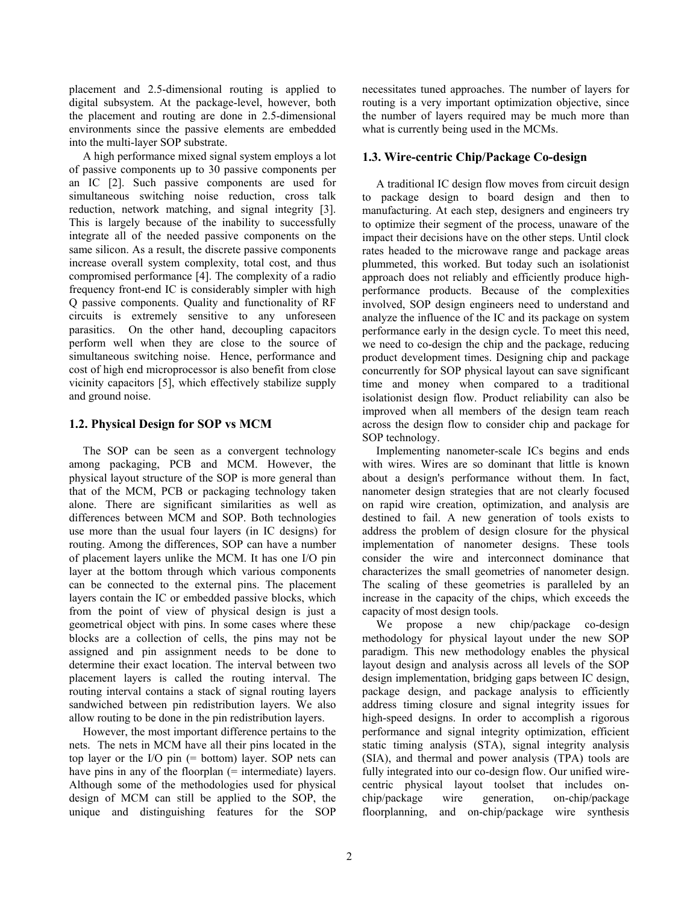placement and 2.5-dimensional routing is applied to digital subsystem. At the package-level, however, both the placement and routing are done in 2.5-dimensional environments since the passive elements are embedded into the multi-layer SOP substrate.

A high performance mixed signal system employs a lot of passive components up to 30 passive components per an IC [2]. Such passive components are used for simultaneous switching noise reduction, cross talk reduction, network matching, and signal integrity [3]. This is largely because of the inability to successfully integrate all of the needed passive components on the same silicon. As a result, the discrete passive components increase overall system complexity, total cost, and thus compromised performance [4]. The complexity of a radio frequency front-end IC is considerably simpler with high Q passive components. Quality and functionality of RF circuits is extremely sensitive to any unforeseen parasitics. On the other hand, decoupling capacitors perform well when they are close to the source of simultaneous switching noise. Hence, performance and cost of high end microprocessor is also benefit from close vicinity capacitors [5], which effectively stabilize supply and ground noise.

### 1.2. Physical Design for SOP vs MCM

The SOP can be seen as a convergent technology among packaging, PCB and MCM. However, the physical layout structure of the SOP is more general than that of the MCM, PCB or packaging technology taken alone. There are significant similarities as well as differences between MCM and SOP. Both technologies use more than the usual four layers (in IC designs) for routing. Among the differences, SOP can have a number of placement layers unlike the MCM. It has one I/O pin layer at the bottom through which various components can be connected to the external pins. The placement layers contain the IC or embedded passive blocks, which from the point of view of physical design is just a geometrical object with pins. In some cases where these blocks are a collection of cells, the pins may not be assigned and pin assignment needs to be done to determine their exact location. The interval between two placement layers is called the routing interval. The routing interval contains a stack of signal routing layers sandwiched between pin redistribution layers. We also allow routing to be done in the pin redistribution layers.

However, the most important difference pertains to the nets. The nets in MCM have all their pins located in the top layer or the I/O pin (= bottom) layer. SOP nets can have pins in any of the floorplan (= intermediate) layers. Although some of the methodologies used for physical design of MCM can still be applied to the SOP, the unique and distinguishing features for the SOP necessitates tuned approaches. The number of layers for routing is a very important optimization objective, since the number of layers required may be much more than what is currently being used in the MCMs.

### 1.3. Wire-centric Chip/Package Co-design

A traditional IC design flow moves from circuit design to package design to board design and then to manufacturing. At each step, designers and engineers try to optimize their segment of the process, unaware of the impact their decisions have on the other steps. Until clock rates headed to the microwave range and package areas plummeted, this worked. But today such an isolationist approach does not reliably and efficiently produce high-performance products. Because of the complexities involved, SOP design engineers need to understand and analyze the influence of the IC and its package on system performance early in the design cycle. To meet this need, we need to co-design the chip and the package, reducing product development times. Designing chip and package concurrently for SOP physical layout can save significant time and money when compared to a traditional isolationist design flow. Product reliability can also be improved when all members of the design team reach across the design flow to consider chip and package for SOP technology.

Implementing nanometer-scale ICs begins and ends with wires. Wires are so dominant that little is known about a design's performance without them. In fact, nanometer design strategies that are not clearly focused on rapid wire creation, optimization, and analysis are destined to fail. A new generation of tools exists to address the problem of design closure for the physical implementation of nanometer designs. These tools consider the wire and interconnect dominance that characterizes the small geometries of nanometer design. The scaling of these geometries is paralleled by an increase in the capacity of the chips, which exceeds the capacity of most design tools.

We propose a new chip/package co-design methodology for physical layout under the new SOP paradigm. This new methodology enables the physical layout design and analysis across all levels of the SOP design implementation, bridging gaps between IC design, package design, and package analysis to efficiently address timing closure and signal integrity issues for high-speed designs. In order to accomplish a rigorous performance and signal integrity optimization, efficient static timing analysis (STA), signal integrity analysis (SIA), and thermal and power analysis (TPA) tools are fully integrated into our co-design flow. Our unified wire-centric physical layout toolset that includes on-chip/package wire generation, on-chip/package floorplanning, and on-chip/package wire synthesis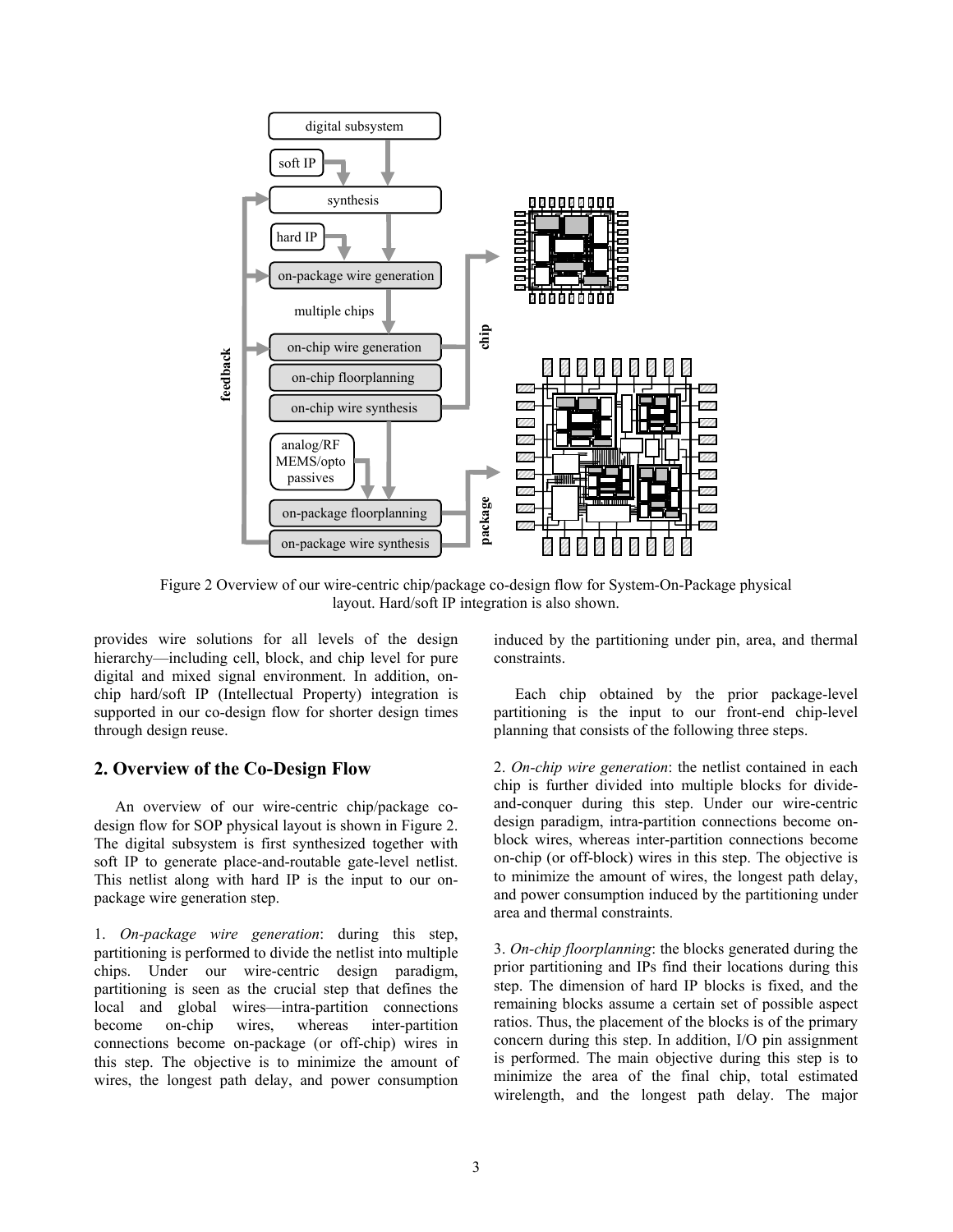Figure 2 Overview of our wire-centric chip/package co-design flow for System-On-Package physical layout. Hard/soft IP integration is also shown.

provides wire solutions for all levels of the design hierarchy—including cell, block, and chip level for pure digital and mixed signal environment. In addition, on-chip hard/soft IP (Intellectual Property) integration is supported in our co-design flow for shorter design times through design reuse.

## 2. Overview of the Co-Design Flow

An overview of our wire-centric chip/package co-design flow for SOP physical layout is shown in Figure 2. The digital subsystem is first synthesized together with soft IP to generate place-and-routable gate-level netlist. This netlist along with hard IP is the input to our on-package wire generation step.

1. *On-package wire generation*: during this step, partitioning is performed to divide the netlist into multiple chips. Under our wire-centric design paradigm, partitioning is seen as the crucial step that defines the local and global wires—intra-partition connections become on-chip wires, whereas inter-partition connections become on-package (or off-chip) wires in this step. The objective is to minimize the amount of wires, the longest path delay, and power consumption induced by the partitioning under pin, area, and thermal constraints.

Each chip obtained by the prior package-level partitioning is the input to our front-end chip-level planning that consists of the following three steps.

2. *On-chip wire generation*: the netlist contained in each chip is further divided into multiple blocks for divide-and-conquer during this step. Under our wire-centric design paradigm, intra-partition connections become on-block wires, whereas inter-partition connections become on-chip (or off-block) wires in this step. The objective is to minimize the amount of wires, the longest path delay, and power consumption induced by the partitioning under area and thermal constraints.

3. *On-chip floorplanning*: the blocks generated during the prior partitioning and IPs find their locations during this step. The dimension of hard IP blocks is fixed, and the remaining blocks assume a certain set of possible aspect ratios. Thus, the placement of the blocks is of the primary concern during this step. In addition, I/O pin assignment is performed. The main objective during this step is to minimize the area of the final chip, total estimated wirelength, and the longest path delay. The major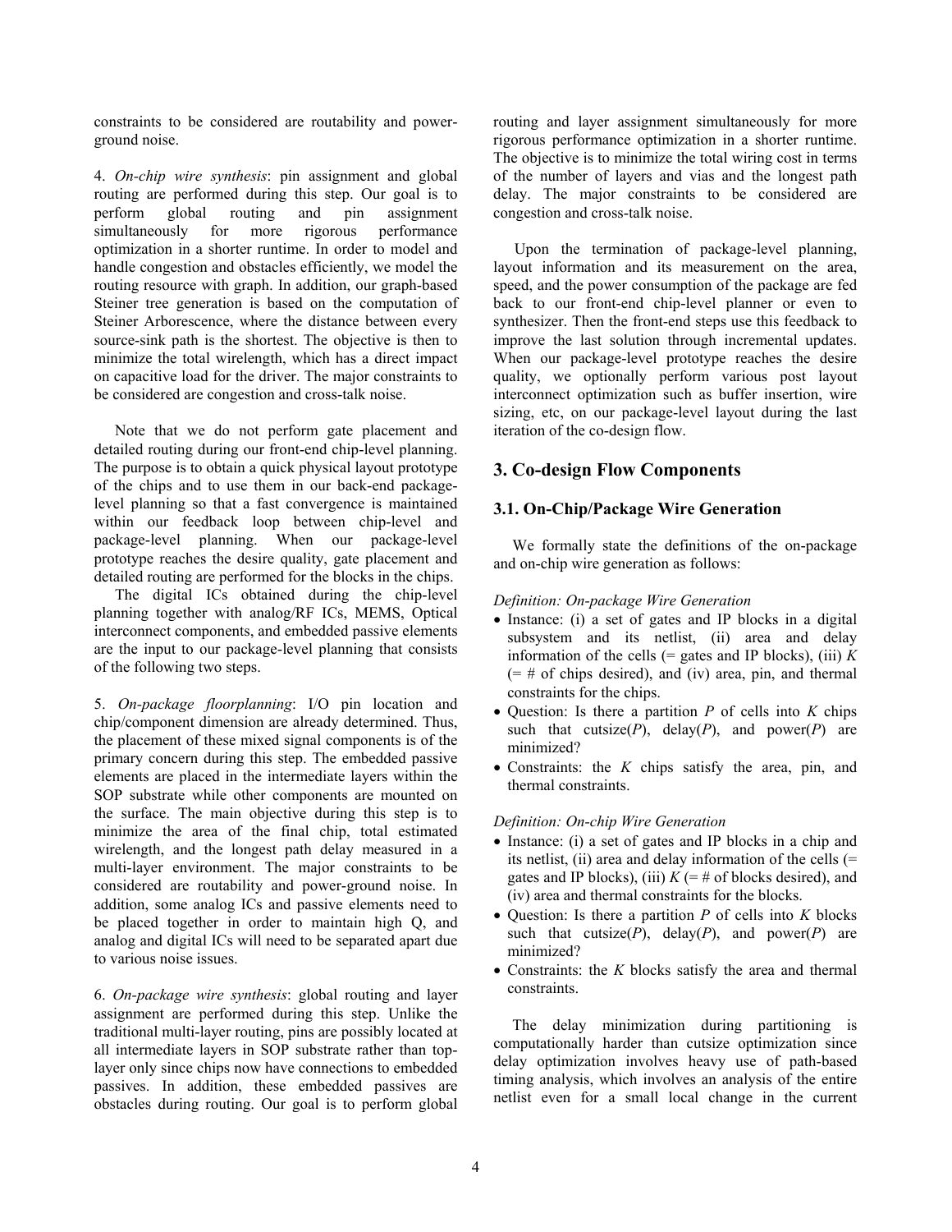constraints to be considered are routability and power-ground noise.

4. *On-chip wire synthesis*: pin assignment and global routing are performed during this step. Our goal is to perform global routing and pin assignment simultaneously for more rigorous performance optimization in a shorter runtime. In order to model and handle congestion and obstacles efficiently, we model the routing resource with graph. In addition, our graph-based Steiner tree generation is based on the computation of Steiner Arborescence, where the distance between every source-sink path is the shortest. The objective is then to minimize the total wirelength, which has a direct impact on capacitive load for the driver. The major constraints to be considered are congestion and cross-talk noise.

Note that we do not perform gate placement and detailed routing during our front-end chip-level planning. The purpose is to obtain a quick physical layout prototype of the chips and to use them in our back-end package-level planning so that a fast convergence is maintained within our feedback loop between chip-level and package-level planning. When our package-level prototype reaches the desire quality, gate placement and detailed routing are performed for the blocks in the chips.

The digital ICs obtained during the chip-level planning together with analog/RF ICs, MEMS, Optical interconnect components, and embedded passive elements are the input to our package-level planning that consists of the following two steps.

5. *On-package floorplanning*: I/O pin location and chip/component dimension are already determined. Thus, the placement of these mixed signal components is of the primary concern during this step. The embedded passive elements are placed in the intermediate layers within the SOP substrate while other components are mounted on the surface. The main objective during this step is to minimize the area of the final chip, total estimated wirelength, and the longest path delay measured in a multi-layer environment. The major constraints to be considered are routability and power-ground noise. In addition, some analog ICs and passive elements need to be placed together in order to maintain high Q, and analog and digital ICs will need to be separated apart due to various noise issues.

6. *On-package wire synthesis*: global routing and layer assignment are performed during this step. Unlike the traditional multi-layer routing, pins are possibly located at all intermediate layers in SOP substrate rather than top-layer only since chips now have connections to embedded passives. In addition, these embedded passives are obstacles during routing. Our goal is to perform global routing and layer assignment simultaneously for more rigorous performance optimization in a shorter runtime. The objective is to minimize the total wiring cost in terms of the number of layers and vias and the longest path delay. The major constraints to be considered are congestion and cross-talk noise.

Upon the termination of package-level planning, layout information and its measurement on the area, speed, and the power consumption of the package are fed back to our front-end chip-level planner or even to synthesizer. Then the front-end steps use this feedback to improve the last solution through incremental updates. When our package-level prototype reaches the desire quality, we optionally perform various post layout interconnect optimization such as buffer insertion, wire sizing, etc, on our package-level layout during the last iteration of the co-design flow.

## 3. Co-design Flow Components

### 3.1. On-Chip/Package Wire Generation

We formally state the definitions of the on-package and on-chip wire generation as follows:

*Definition: On-package Wire Generation*

- Instance: (i) a set of gates and IP blocks in a digital subsystem and its netlist, (ii) area and delay information of the cells (= gates and IP blocks), (iii) $K$ (= # of chips desired), and (iv) area, pin, and thermal constraints for the chips.
- Question: Is there a partition $P$ of cells into $K$ chips such that cutsize($P$), delay($P$), and power($P$) are minimized?
- Constraints: the $K$ chips satisfy the area, pin, and thermal constraints.

*Definition: On-chip Wire Generation*

- Instance: (i) a set of gates and IP blocks in a chip and its netlist, (ii) area and delay information of the cells (= gates and IP blocks), (iii) $K$ (= # of blocks desired), and (iv) area and thermal constraints for the blocks.
- Question: Is there a partition $P$ of cells into $K$ blocks such that cutsize($P$), delay($P$), and power($P$) are minimized?
- Constraints: the $K$ blocks satisfy the area and thermal constraints.

The delay minimization during partitioning is computationally harder than cutsize optimization since delay optimization involves heavy use of path-based timing analysis, which involves an analysis of the entire netlist even for a small local change in the current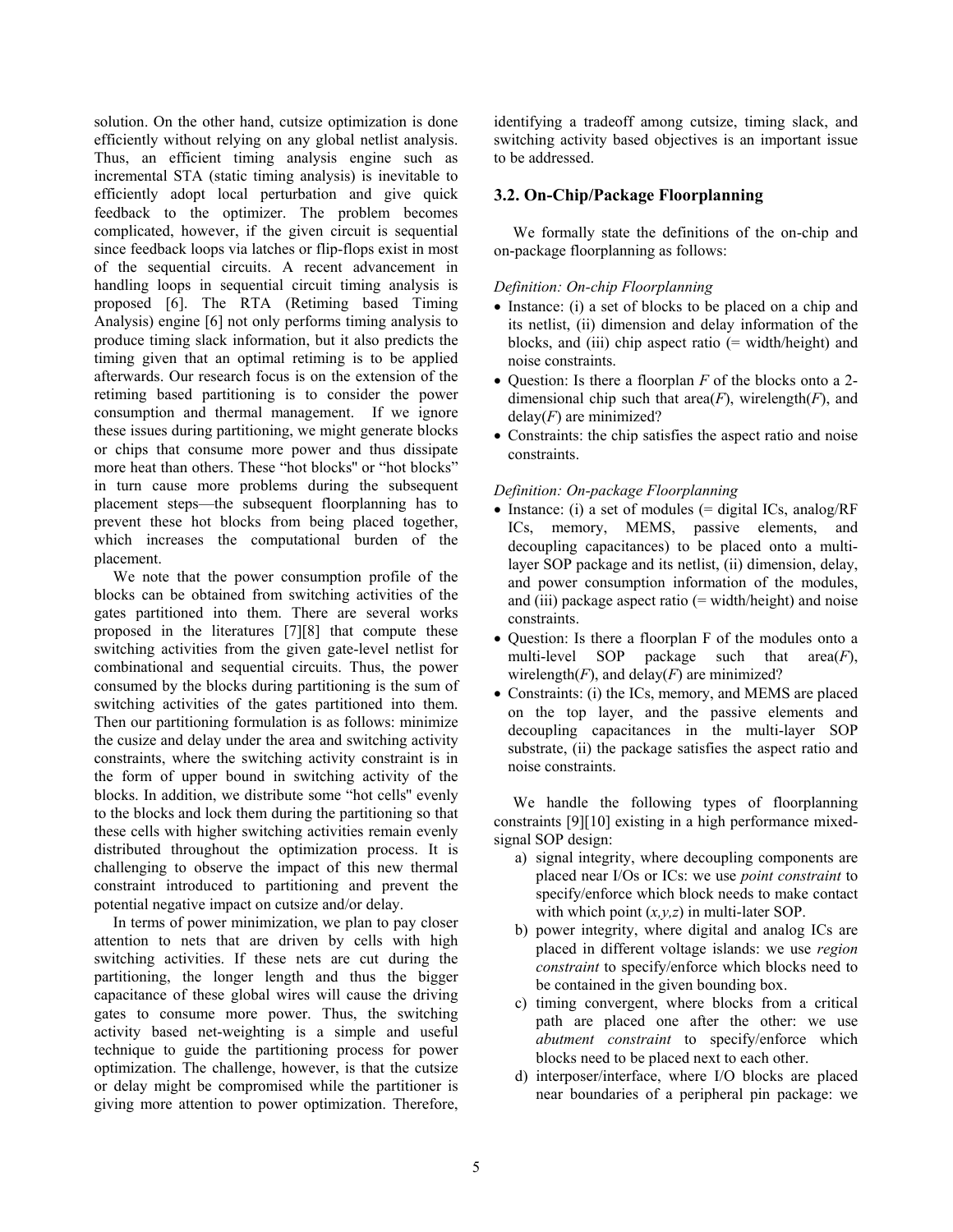solution. On the other hand, cutsize optimization is done efficiently without relying on any global netlist analysis. Thus, an efficient timing analysis engine such as incremental STA (static timing analysis) is inevitable to efficiently adopt local perturbation and give quick feedback to the optimizer. The problem becomes complicated, however, if the given circuit is sequential since feedback loops via latches or flip-flops exist in most of the sequential circuits. A recent advancement in handling loops in sequential circuit timing analysis is proposed [6]. The RTA (Retiming based Timing Analysis) engine [6] not only performs timing analysis to produce timing slack information, but it also predicts the timing given that an optimal retiming is to be applied afterwards. Our research focus is on the extension of the retiming based partitioning is to consider the power consumption and thermal management. If we ignore these issues during partitioning, we might generate blocks or chips that consume more power and thus dissipate more heat than others. These "hot blocks" or "hot blocks" in turn cause more problems during the subsequent placement steps—the subsequent floorplanning has to prevent these hot blocks from being placed together, which increases the computational burden of the placement.

We note that the power consumption profile of the blocks can be obtained from switching activities of the gates partitioned into them. There are several works proposed in the literatures [7][8] that compute these switching activities from the given gate-level netlist for combinational and sequential circuits. Thus, the power consumed by the blocks during partitioning is the sum of switching activities of the gates partitioned into them. Then our partitioning formulation is as follows: minimize the cusize and delay under the area and switching activity constraints, where the switching activity constraint is in the form of upper bound in switching activity of the blocks. In addition, we distribute some "hot cells" evenly to the blocks and lock them during the partitioning so that these cells with higher switching activities remain evenly distributed throughout the optimization process. It is challenging to observe the impact of this new thermal constraint introduced to partitioning and prevent the potential negative impact on cutsize and/or delay.

In terms of power minimization, we plan to pay closer attention to nets that are driven by cells with high switching activities. If these nets are cut during the partitioning, the longer length and thus the bigger capacitance of these global wires will cause the driving gates to consume more power. Thus, the switching activity based net-weighting is a simple and useful technique to guide the partitioning process for power optimization. The challenge, however, is that the cutsize or delay might be compromised while the partitioner is giving more attention to power optimization. Therefore, identifying a tradeoff among cutsize, timing slack, and switching activity based objectives is an important issue to be addressed.

### 3.2. On-Chip/Package Floorplanning

We formally state the definitions of the on-chip and on-package floorplanning as follows:

*Definition: On-chip Floorplanning*

- Instance: (i) a set of blocks to be placed on a chip and its netlist, (ii) dimension and delay information of the blocks, and (iii) chip aspect ratio (= width/height) and noise constraints.
- Question: Is there a floorplan *F* of the blocks onto a 2-dimensional chip such that area(*F*), wirelength(*F*), and delay(*F*) are minimized?
- Constraints: the chip satisfies the aspect ratio and noise constraints.

*Definition: On-package Floorplanning*

- Instance: (i) a set of modules (= digital ICs, analog/RF ICs, memory, MEMS, passive elements, and decoupling capacitances) to be placed onto a multi-layer SOP package and its netlist, (ii) dimension, delay, and power consumption information of the modules, and (iii) package aspect ratio (= width/height) and noise constraints.
- Question: Is there a floorplan F of the modules onto a multi-level SOP package such that area(*F*), wirelength(*F*), and delay(*F*) are minimized?
- Constraints: (i) the ICs, memory, and MEMS are placed on the top layer, and the passive elements and decoupling capacitances in the multi-layer SOP substrate, (ii) the package satisfies the aspect ratio and noise constraints.

We handle the following types of floorplanning constraints [9][10] existing in a high performance mixed-signal SOP design:

a) signal integrity, where decoupling components are placed near I/Os or ICs: we use *point constraint* to specify/enforce which block needs to make contact with which point (*x,y,z*) in multi-later SOP.
b) power integrity, where digital and analog ICs are placed in different voltage islands: we use *region constraint* to specify/enforce which blocks need to be contained in the given bounding box.
c) timing convergent, where blocks from a critical path are placed one after the other: we use *abutment constraint* to specify/enforce which blocks need to be placed next to each other.
d) interposer/interface, where I/O blocks are placed near boundaries of a peripheral pin package: we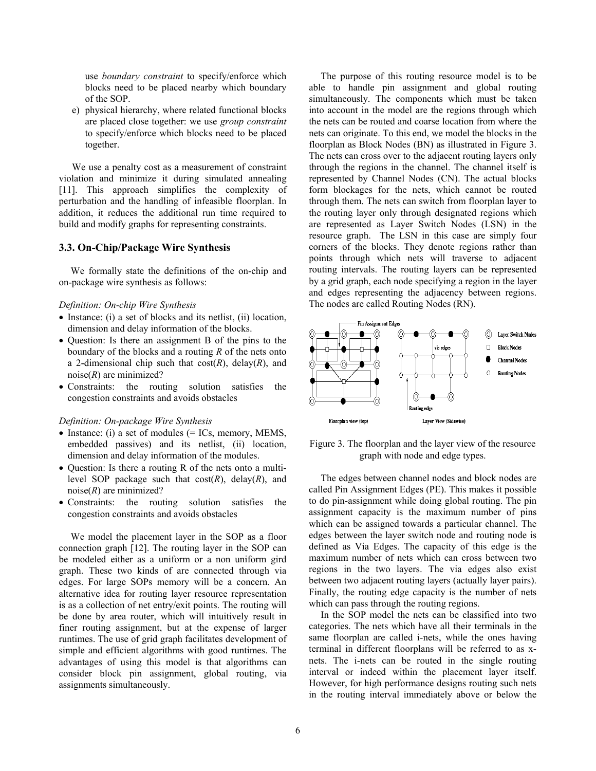use *boundary constraint* to specify/enforce which blocks need to be placed nearby which boundary of the SOP.

e) physical hierarchy, where related functional blocks are placed close together: we use *group constraint* to specify/enforce which blocks need to be placed together.

We use a penalty cost as a measurement of constraint violation and minimize it during simulated annealing [11]. This approach simplifies the complexity of perturbation and the handling of infeasible floorplan. In addition, it reduces the additional run time required to build and modify graphs for representing constraints.

### 3.3. On-Chip/Package Wire Synthesis

We formally state the definitions of the on-chip and on-package wire synthesis as follows:

*Definition: On-chip Wire Synthesis*

- Instance: (i) a set of blocks and its netlist, (ii) location, dimension and delay information of the blocks.
- Question: Is there an assignment B of the pins to the boundary of the blocks and a routing *R* of the nets onto a 2-dimensional chip such that cost(*R*), delay(*R*), and noise(*R*) are minimized?
- Constraints: the routing solution satisfies the congestion constraints and avoids obstacles

*Definition: On-package Wire Synthesis*

- Instance: (i) a set of modules (= ICs, memory, MEMS, embedded passives) and its netlist, (ii) location, dimension and delay information of the modules.
- Question: Is there a routing R of the nets onto a multi-level SOP package such that cost(*R*), delay(*R*), and noise(*R*) are minimized?
- Constraints: the routing solution satisfies the congestion constraints and avoids obstacles

We model the placement layer in the SOP as a floor connection graph [12]. The routing layer in the SOP can be modeled either as a uniform or a non uniform gird graph. These two kinds of are connected through via edges. For large SOPs memory will be a concern. An alternative idea for routing layer resource representation is as a collection of net entry/exit points. The routing will be done by area router, which will intuitively result in finer routing assignment, but at the expense of larger runtimes. The use of grid graph facilitates development of simple and efficient algorithms with good runtimes. The advantages of using this model is that algorithms can consider block pin assignment, global routing, via assignments simultaneously.

The purpose of this routing resource model is to be able to handle pin assignment and global routing simultaneously. The components which must be taken into account in the model are the regions through which the nets can be routed and coarse location from where the nets can originate. To this end, we model the blocks in the floorplan as Block Nodes (BN) as illustrated in Figure 3. The nets can cross over to the adjacent routing layers only through the regions in the channel. The channel itself is represented by Channel Nodes (CN). The actual blocks form blockages for the nets, which cannot be routed through them. The nets can switch from floorplan layer to the routing layer only through designated regions which are represented as Layer Switch Nodes (LSN) in the resource graph. The LSN in this case are simply four corners of the blocks. They denote regions rather than points through which nets will traverse to adjacent routing intervals. The routing layers can be represented by a grid graph, each node specifying a region in the layer and edges representing the adjacency between regions. The nodes are called Routing Nodes (RN).

Figure 3. The floorplan and the layer view of the resource graph with node and edge types.

The edges between channel nodes and block nodes are called Pin Assignment Edges (PE). This makes it possible to do pin-assignment while doing global routing. The pin assignment capacity is the maximum number of pins which can be assigned towards a particular channel. The edges between the layer switch node and routing node is defined as Via Edges. The capacity of this edge is the maximum number of nets which can cross between two regions in the two layers. The via edges also exist between two adjacent routing layers (actually layer pairs). Finally, the routing edge capacity is the number of nets which can pass through the routing regions.

In the SOP model the nets can be classified into two categories. The nets which have all their terminals in the same floorplan are called i-nets, while the ones having terminal in different floorplans will be referred to as x-nets. The i-nets can be routed in the single routing interval or indeed within the placement layer itself. However, for high performance designs routing such nets in the routing interval immediately above or below the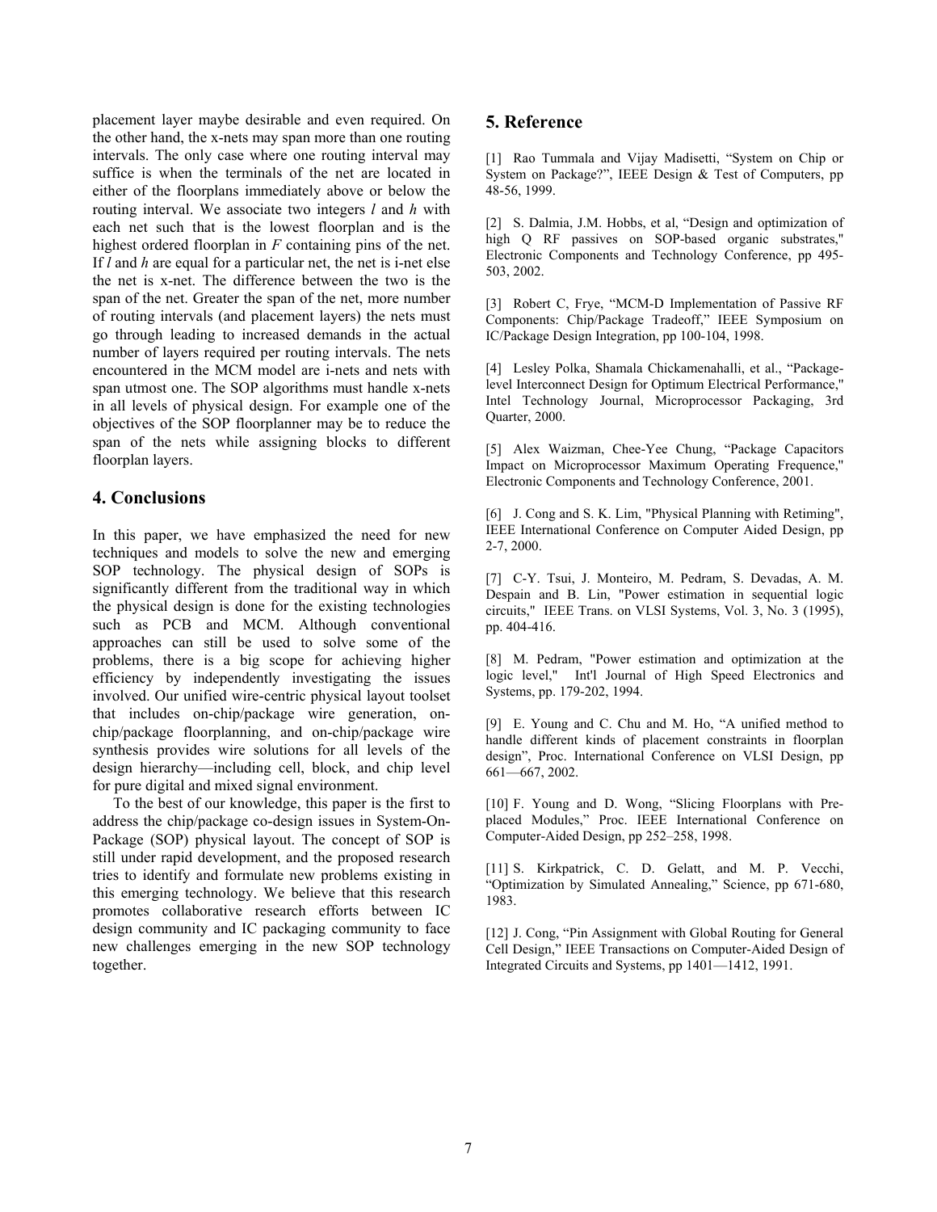placement layer maybe desirable and even required. On the other hand, the x-nets may span more than one routing intervals. The only case where one routing interval may suffice is when the terminals of the net are located in either of the floorplans immediately above or below the routing interval. We associate two integers $l$ and $h$ with each net such that is the lowest floorplan and is the highest ordered floorplan in $F$ containing pins of the net. If $l$ and $h$ are equal for a particular net, the net is i-net else the net is x-net. The difference between the two is the span of the net. Greater the span of the net, more number of routing intervals (and placement layers) the nets must go through leading to increased demands in the actual number of layers required per routing intervals. The nets encountered in the MCM model are i-nets and nets with span utmost one. The SOP algorithms must handle x-nets in all levels of physical design. For example one of the objectives of the SOP floorplanner may be to reduce the span of the nets while assigning blocks to different floorplan layers.

## 4. Conclusions

In this paper, we have emphasized the need for new techniques and models to solve the new and emerging SOP technology. The physical design of SOPs is significantly different from the traditional way in which the physical design is done for the existing technologies such as PCB and MCM. Although conventional approaches can still be used to solve some of the problems, there is a big scope for achieving higher efficiency by independently investigating the issues involved. Our unified wire-centric physical layout toolset that includes on-chip/package wire generation, on-chip/package floorplanning, and on-chip/package wire synthesis provides wire solutions for all levels of the design hierarchy—including cell, block, and chip level for pure digital and mixed signal environment.

To the best of our knowledge, this paper is the first to address the chip/package co-design issues in System-On-Package (SOP) physical layout. The concept of SOP is still under rapid development, and the proposed research tries to identify and formulate new problems existing in this emerging technology. We believe that this research promotes collaborative research efforts between IC design community and IC packaging community to face new challenges emerging in the new SOP technology together.

## 5. Reference

[1] Rao Tummala and Vijay Madisetti, "System on Chip or System on Package?", IEEE Design & Test of Computers, pp 48-56, 1999.

[2] S. Dalmia, J.M. Hobbs, et al, "Design and optimization of high Q RF passives on SOP-based organic substrates," Electronic Components and Technology Conference, pp 495-503, 2002.

[3] Robert C, Frye, "MCM-D Implementation of Passive RF Components: Chip/Package Tradeoff," IEEE Symposium on IC/Package Design Integration, pp 100-104, 1998.

[4] Lesley Polka, Shamala Chickamenahalli, et al., "Package-level Interconnect Design for Optimum Electrical Performance," Intel Technology Journal, Microprocessor Packaging, 3rd Quarter, 2000.

[5] Alex Waizman, Chee-Yee Chung, "Package Capacitors Impact on Microprocessor Maximum Operating Frequence," Electronic Components and Technology Conference, 2001.

[6] J. Cong and S. K. Lim, "Physical Planning with Retiming", IEEE International Conference on Computer Aided Design, pp 2-7, 2000.

[7] C-Y. Tsui, J. Monteiro, M. Pedram, S. Devadas, A. M. Despain and B. Lin, "Power estimation in sequential logic circuits," IEEE Trans. on VLSI Systems, Vol. 3, No. 3 (1995), pp. 404-416.

[8] M. Pedram, "Power estimation and optimization at the logic level," Int'l Journal of High Speed Electronics and Systems, pp. 179-202, 1994.

[9] E. Young and C. Chu and M. Ho, "A unified method to handle different kinds of placement constraints in floorplan design", Proc. International Conference on VLSI Design, pp 661—667, 2002.

[10] F. Young and D. Wong, "Slicing Floorplans with Pre-placed Modules," Proc. IEEE International Conference on Computer-Aided Design, pp 252–258, 1998.

[11] S. Kirkpatrick, C. D. Gelatt, and M. P. Vecchi, "Optimization by Simulated Annealing," Science, pp 671-680, 1983.

[12] J. Cong, "Pin Assignment with Global Routing for General Cell Design," IEEE Transactions on Computer-Aided Design of Integrated Circuits and Systems, pp 1401—1412, 1991.